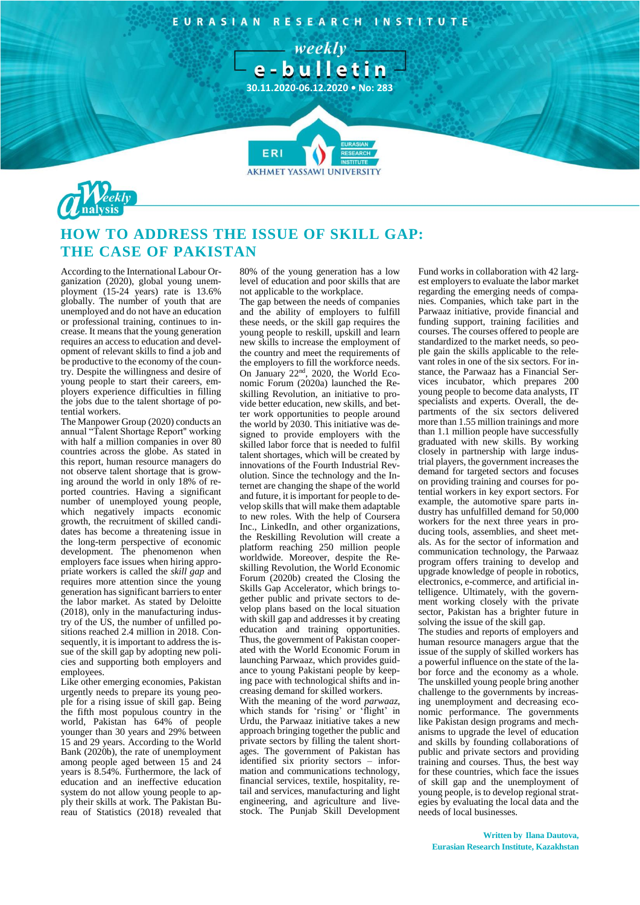EURASIAN RESEARCH INSTITUTE

weekly
e-bulletin
30.11.2020-06.12.2020 • No: 283

Weekly Analysis

# HOW TO ADDRESS THE ISSUE OF SKILL GAP: THE CASE OF PAKISTAN

According to the International Labour Organization (2020), global young unemployment (15-24 years) rate is 13.6% globally. The number of youth that are unemployed and do not have an education or professional training, continues to increase. It means that the young generation requires an access to education and development of relevant skills to find a job and be productive to the economy of the country. Despite the willingness and desire of young people to start their careers, employers experience difficulties in filling the jobs due to the talent shortage of potential workers.

The Manpower Group (2020) conducts an annual "Talent Shortage Report" working with half a million companies in over 80 countries across the globe. As stated in this report, human resource managers do not observe talent shortage that is growing around the world in only 18% of reported countries. Having a significant number of unemployed young people, which negatively impacts economic growth, the recruitment of skilled candidates has become a threatening issue in the long-term perspective of economic development. The phenomenon when employers face issues when hiring appropriate workers is called the *skill gap* and requires more attention since the young generation has significant barriers to enter the labor market. As stated by Deloitte (2018), only in the manufacturing industry of the US, the number of unfilled positions reached 2.4 million in 2018. Consequently, it is important to address the issue of the skill gap by adopting new policies and supporting both employers and employees.

Like other emerging economies, Pakistan urgently needs to prepare its young people for a rising issue of skill gap. Being the fifth most populous country in the world, Pakistan has 64% of people younger than 30 years and 29% between 15 and 29 years. According to the World Bank (2020b), the rate of unemployment among people aged between 15 and 24 years is 8.54%. Furthermore, the lack of education and an ineffective education system do not allow young people to apply their skills at work. The Pakistan Bureau of Statistics (2018) revealed that 80% of the young generation has a low level of education and poor skills that are not applicable to the workplace.

The gap between the needs of companies and the ability of employers to fulfill these needs, or the skill gap requires the young people to reskill, upskill and learn new skills to increase the employment of the country and meet the requirements of the employers to fill the workforce needs. On January 22nd, 2020, the World Economic Forum (2020a) launched the Reskilling Revolution, an initiative to provide better education, new skills, and better work opportunities to people around the world by 2030. This initiative was designed to provide employers with the skilled labor force that is needed to fulfill talent shortages, which will be created by innovations of the Fourth Industrial Revolution. Since the technology and the Internet are changing the shape of the world and future, it is important for people to develop skills that will make them adaptable to new roles. With the help of Coursera Inc., LinkedIn, and other organizations, the Reskilling Revolution will create a platform reaching 250 million people worldwide. Moreover, despite the Reskilling Revolution, the World Economic Forum (2020b) created the Closing the Skills Gap Accelerator, which brings together public and private sectors to develop plans based on the local situation with skill gap and addresses it by creating education and training opportunities. Thus, the government of Pakistan cooperated with the World Economic Forum in launching Parwaaz, which provides guidance to young Pakistani people by keeping pace with technological shifts and increasing demand for skilled workers.

With the meaning of the word *parwaaz*, which stands for 'rising' or 'flight' in Urdu, the Parwaaz initiative takes a new approach bringing together the public and private sectors by filling the talent shortages. The government of Pakistan has identified six priority sectors – information and communications technology, financial services, textile, hospitality, retail and services, manufacturing and light engineering, and agriculture and livestock. The Punjab Skill Development Fund works in collaboration with 42 largest employers to evaluate the labor market regarding the emerging needs of companies. Companies, which take part in the Parwaaz initiative, provide financial and funding support, training facilities and courses. The courses offered to people are standardized to the market needs, so people gain the skills applicable to the relevant roles in one of the six sectors. For instance, the Parwaaz has a Financial Services incubator, which prepares 200 young people to become data analysts, IT specialists and experts. Overall, the departments of the six sectors delivered more than 1.55 million trainings and more than 1.1 million people have successfully graduated with new skills. By working closely in partnership with large industrial players, the government increases the demand for targeted sectors and focuses on providing training and courses for potential workers in key export sectors. For example, the automotive spare parts industry has unfulfilled demand for 50,000 workers for the next three years in producing tools, assemblies, and sheet metals. As for the sector of information and communication technology, the Parwaaz program offers training to develop and upgrade knowledge of people in robotics, electronics, e-commerce, and artificial intelligence. Ultimately, with the government working closely with the private sector, Pakistan has a brighter future in solving the issue of the skill gap.

The studies and reports of employers and human resource managers argue that the issue of the supply of skilled workers has a powerful influence on the state of the labor force and the economy as a whole. The unskilled young people bring another challenge to the governments by increasing unemployment and decreasing economic performance. The governments like Pakistan design programs and mechanisms to upgrade the level of education and skills by founding collaborations of public and private sectors and providing training and courses. Thus, the best way for these countries, which face the issues of skill gap and the unemployment of young people, is to develop regional strategies by evaluating the local data and the needs of local businesses.

**Written by Ilana Dautova,**
**Eurasian Research Institute, Kazakhstan**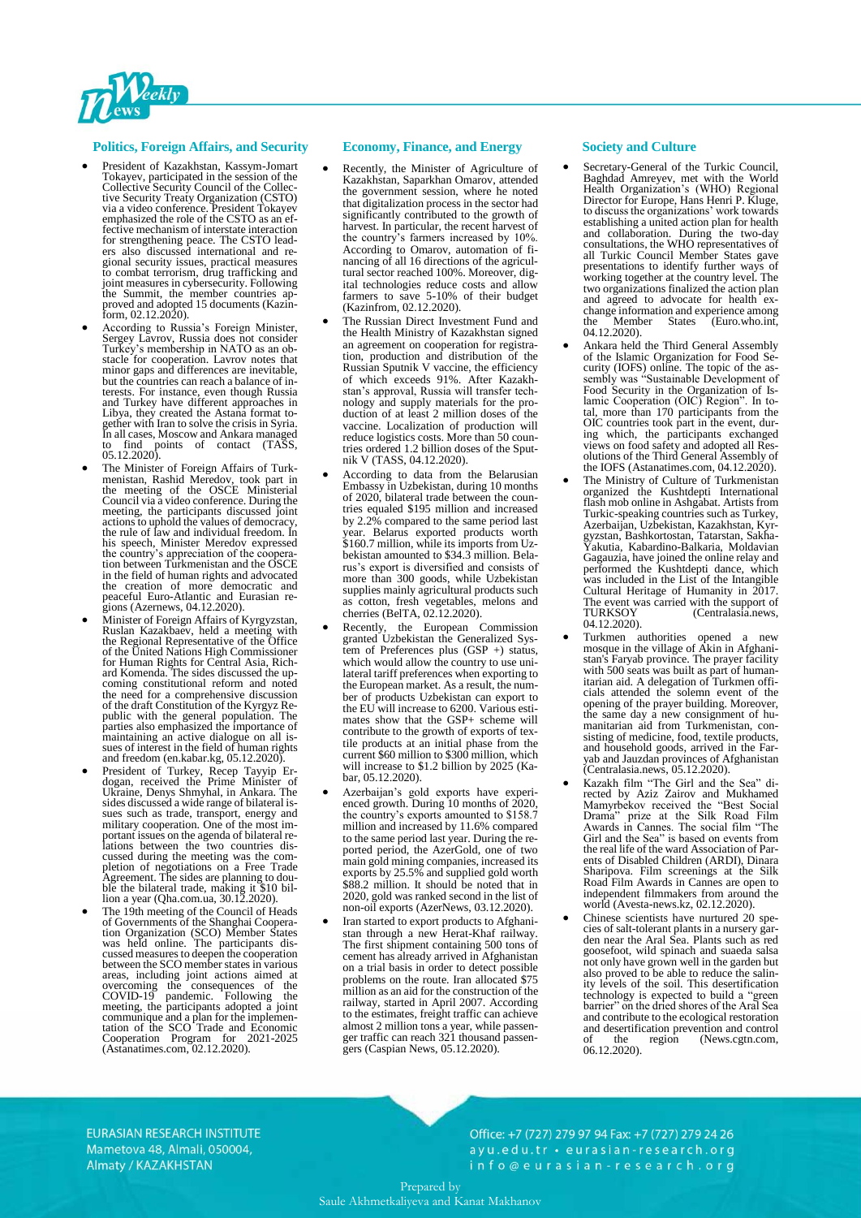## Politics, Foreign Affairs, and Security

- President of Kazakhstan, Kassym-Jomart Tokayev, participated in the session of the Collective Security Council of the Collective Security Treaty Organization (CSTO) via a video conference. President Tokayev emphasized the role of the CSTO as an effective mechanism of interstate interaction for strengthening peace. The CSTO leaders also discussed international and regional security issues, practical measures to combat terrorism, drug trafficking and joint measures in cybersecurity. Following the Summit, the member countries approved and adopted 15 documents (Kazinform, 02.12.2020).
- According to Russia's Foreign Minister, Sergey Lavrov, Russia does not consider Turkey's membership in NATO as an obstacle for cooperation. Lavrov notes that minor gaps and differences are inevitable, but the countries can reach a balance of interests. For instance, even though Russia and Turkey have different approaches in Libya, they created the Astana format together with Iran to solve the crisis in Syria. In all cases, Moscow and Ankara managed to find points of contact (TASS, 05.12.2020).
- The Minister of Foreign Affairs of Turkmenistan, Rashid Meredov, took part in the meeting of the OSCE Ministerial Council via a video conference. During the meeting, the participants discussed joint actions to uphold the values of democracy, the rule of law and individual freedom. In his speech, Minister Meredov expressed the country's appreciation of the cooperation between Turkmenistan and the OSCE in the field of human rights and advocated the creation of more democratic and peaceful Euro-Atlantic and Eurasian regions (Azernews, 04.12.2020).
- Minister of Foreign Affairs of Kyrgyzstan, Ruslan Kazakbaev, held a meeting with the Regional Representative of the Office of the United Nations High Commissioner for Human Rights for Central Asia, Richard Komenda. The sides discussed the upcoming constitutional reform and noted the need for a comprehensive discussion of the draft Constitution of the Kyrgyz Republic with the general population. The parties also emphasized the importance of maintaining an active dialogue on all issues of interest in the field of human rights and freedom (en.kabar.kg, 05.12.2020).
- President of Turkey, Recep Tayyip Erdogan, received the Prime Minister of Ukraine, Denys Shmyhal, in Ankara. The sides discussed a wide range of bilateral issues such as trade, transport, energy and military cooperation. One of the most important issues on the agenda of bilateral relations between the two countries discussed during the meeting was the completion of negotiations on a Free Trade Agreement. The sides are planning to double the bilateral trade, making it $10 billion a year (Qha.com.ua, 30.12.2020).
- The 19th meeting of the Council of Heads of Governments of the Shanghai Cooperation Organization (SCO) Member States was held online. The participants discussed measures to deepen the cooperation between the SCO member states in various areas, including joint actions aimed at overcoming the consequences of the COVID-19 pandemic. Following the meeting, the participants adopted a joint communique and a plan for the implementation of the SCO Trade and Economic Cooperation Program for 2021-2025 (Astanatimes.com, 02.12.2020).

## Economy, Finance, and Energy

- Recently, the Minister of Agriculture of Kazakhstan, Saparkhan Omarov, attended the government session, where he noted that digitalization process in the sector had significantly contributed to the growth of harvest. In particular, the recent harvest of the country's farmers increased by 10%. According to Omarov, automation of financing of all 16 directions of the agricultural sector reached 100%. Moreover, digital technologies reduce costs and allow farmers to save 5-10% of their budget (Kazinfrom, 02.12.2020).
- The Russian Direct Investment Fund and the Health Ministry of Kazakhstan signed an agreement on cooperation for registration, production and distribution of the Russian Sputnik V vaccine, the efficiency of which exceeds 91%. After Kazakhstan's approval, Russia will transfer technology and supply materials for the production of at least 2 million doses of the vaccine. Localization of production will reduce logistics costs. More than 50 countries ordered 1.2 billion doses of the Sputnik V (TASS, 04.12.2020).
- According to data from the Belarusian Embassy in Uzbekistan, during 10 months of 2020, bilateral trade between the countries equaled $195 million and increased by 2.2% compared to the same period last year. Belarus exported products worth $160.7 million, while its imports from Uzbekistan amounted to $34.3 million. Belarus's export is diversified and consists of more than 300 goods, while Uzbekistan supplies mainly agricultural products such as cotton, fresh vegetables, melons and cherries (BelTA, 02.12.2020).
- Recently, the European Commission granted Uzbekistan the Generalized System of Preferences plus (GSP +) status, which would allow the country to use unilateral tariff preferences when exporting to the European market. As a result, the number of products Uzbekistan can export to the EU will increase to 6200. Various estimates show that the GSP+ scheme will contribute to the growth of exports of textile products at an initial phase from the current $60 million to $300 million, which will increase to $1.2 billion by 2025 (Kabar, 05.12.2020).
- Azerbaijan's gold exports have experienced growth. During 10 months of 2020, the country's exports amounted to $158.7 million and increased by 11.6% compared to the same period last year. During the reported period, the AzerGold, one of two main gold mining companies, increased its exports by 25.5% and supplied gold worth $88.2 million. It should be noted that in 2020, gold was ranked second in the list of non-oil exports (AzerNews, 03.12.2020).
- Iran started to export products to Afghanistan through a new Herat-Khaf railway. The first shipment containing 500 tons of cement has already arrived in Afghanistan on a trial basis in order to detect possible problems on the route. Iran allocated $75 million as an aid for the construction of the railway, started in April 2007. According to the estimates, freight traffic can achieve almost 2 million tons a year, while passenger traffic can reach 321 thousand passengers (Caspian News, 05.12.2020).

## Society and Culture

- Secretary-General of the Turkic Council, Baghdad Amreyev, met with the World Health Organization's (WHO) Regional Director for Europe, Hans Henri P. Kluge, to discuss the organizations' work towards establishing a united action plan for health and collaboration. During the two-day consultations, the WHO representatives of all Turkic Council Member States gave presentations to identify further ways of working together at the country level. The two organizations finalized the action plan and agreed to advocate for health exchange information and experience among the Member States (Euro.who.int, 04.12.2020).
- Ankara held the Third General Assembly of the Islamic Organization for Food Security (IOFS) online. The topic of the assembly was "Sustainable Development of Food Security in the Organization of Islamic Cooperation (OIC) Region". In total, more than 170 participants from the OIC countries took part in the event, during which, the participants exchanged views on food safety and adopted all Resolutions of the Third General Assembly of the IOFS (Astanatimes.com, 04.12.2020).
- The Ministry of Culture of Turkmenistan organized the Kushtdepti International flash mob online in Ashgabat. Artists from Turkic-speaking countries such as Turkey, Azerbaijan, Uzbekistan, Kazakhstan, Kyrgyzstan, Bashkortostan, Tatarstan, Sakha-Yakutia, Kabardino-Balkaria, Moldavian Gagauzia, have joined the online relay and performed the Kushtdepti dance, which was included in the List of the Intangible Cultural Heritage of Humanity in 2017. The event was carried with the support of TURKSOY (Centralasia.news, 04.12.2020).
- Turkmen authorities opened a new mosque in the village of Akin in Afghanistan's Faryab province. The prayer facility with 500 seats was built as part of humanitarian aid. A delegation of Turkmen officials attended the solemn event of the opening of the prayer building. Moreover, the same day a new consignment of humanitarian aid from Turkmenistan, consisting of medicine, food, textile products, and household goods, arrived in the Faryab and Jauzdan provinces of Afghanistan (Centralasia.news, 05.12.2020).
- Kazakh film "The Girl and the Sea" directed by Aziz Zairov and Mukhamed Mamyrbekov received the "Best Social Drama" prize at the Silk Road Film Awards in Cannes. The social film "The Girl and the Sea" is based on events from the real life of the ward Association of Parents of Disabled Children (ARDI), Dinara Sharipova. Film screenings at the Silk Road Film Awards in Cannes are open to independent filmmakers from around the world (Avesta-news.kz, 02.12.2020).
- Chinese scientists have nurtured 20 species of salt-tolerant plants in a nursery garden near the Aral Sea. Plants such as red goosefoot, wild spinach and suaeda salsa not only have grown well in the garden but also proved to be able to reduce the salinity levels of the soil. This desertification technology is expected to build a "green barrier" on the dried shores of the Aral Sea and contribute to the ecological restoration and desertification prevention and control of the region (News.cgtn.com, 06.12.2020).

EURASIAN RESEARCH INSTITUTE
Mametova 48, Almali, 050004,
Almaty / KAZAKHSTAN

Office: +7 (727) 279 97 94 Fax: +7 (727) 279 24 26
ayu.edu.tr • eurasian-research.org
info@eurasian-research.org

Prepared by
Saule Akhmetkaliyeva and Kanat Makhanov